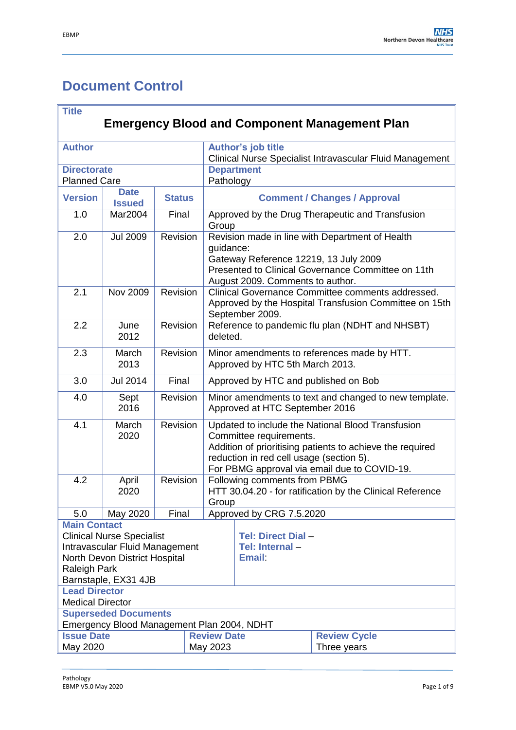# Document Control

| **Title** | | | |
|---|---|---|---|
| **Emergency Blood and Component Management Plan** | | | |
| **Author** | | | **Author's job title**<br>Clinical Nurse Specialist Intravascular Fluid Management |
| **Directorate**<br>Planned Care | | | **Department**<br>Pathology |
| **Version** | **Date Issued** | **Status** | **Comment / Changes / Approval** |
| 1.0 | Mar2004 | Final | Approved by the Drug Therapeutic and Transfusion Group |
| 2.0 | Jul 2009 | Revision | Revision made in line with Department of Health guidance:<br>Gateway Reference 12219, 13 July 2009<br>Presented to Clinical Governance Committee on 11th August 2009. Comments to author. |
| 2.1 | Nov 2009 | Revision | Clinical Governance Committee comments addressed. Approved by the Hospital Transfusion Committee on 15th September 2009. |
| 2.2 | June 2012 | Revision | Reference to pandemic flu plan (NDHT and NHSBT) deleted. |
| 2.3 | March 2013 | Revision | Minor amendments to references made by HTT. Approved by HTC 5th March 2013. |
| 3.0 | Jul 2014 | Final | Approved by HTC and published on Bob |
| 4.0 | Sept 2016 | Revision | Minor amendments to text and changed to new template. Approved at HTC September 2016 |
| 4.1 | March 2020 | Revision | Updated to include the National Blood Transfusion Committee requirements.<br>Addition of prioritising patients to achieve the required reduction in red cell usage (section 5).<br>For PBMG approval via email due to COVID-19. |
| 4.2 | April 2020 | Revision | Following comments from PBMG<br>HTT 30.04.20 - for ratification by the Clinical Reference Group |
| 5.0 | May 2020 | Final | Approved by CRG 7.5.2020 |
| **Main Contact**<br>Clinical Nurse Specialist<br>Intravascular Fluid Management<br>North Devon District Hospital<br>Raleigh Park<br>Barnstaple, EX31 4JB | | | **Tel: Direct Dial** –<br>**Tel: Internal** –<br>**Email**: |
| **Lead Director**<br>Medical Director | | | |
| **Superseded Documents**<br>Emergency Blood Management Plan 2004, NDHT | | | |
| **Issue Date**<br>May 2020 | | **Review Date**<br>May 2023 | **Review Cycle**<br>Three years |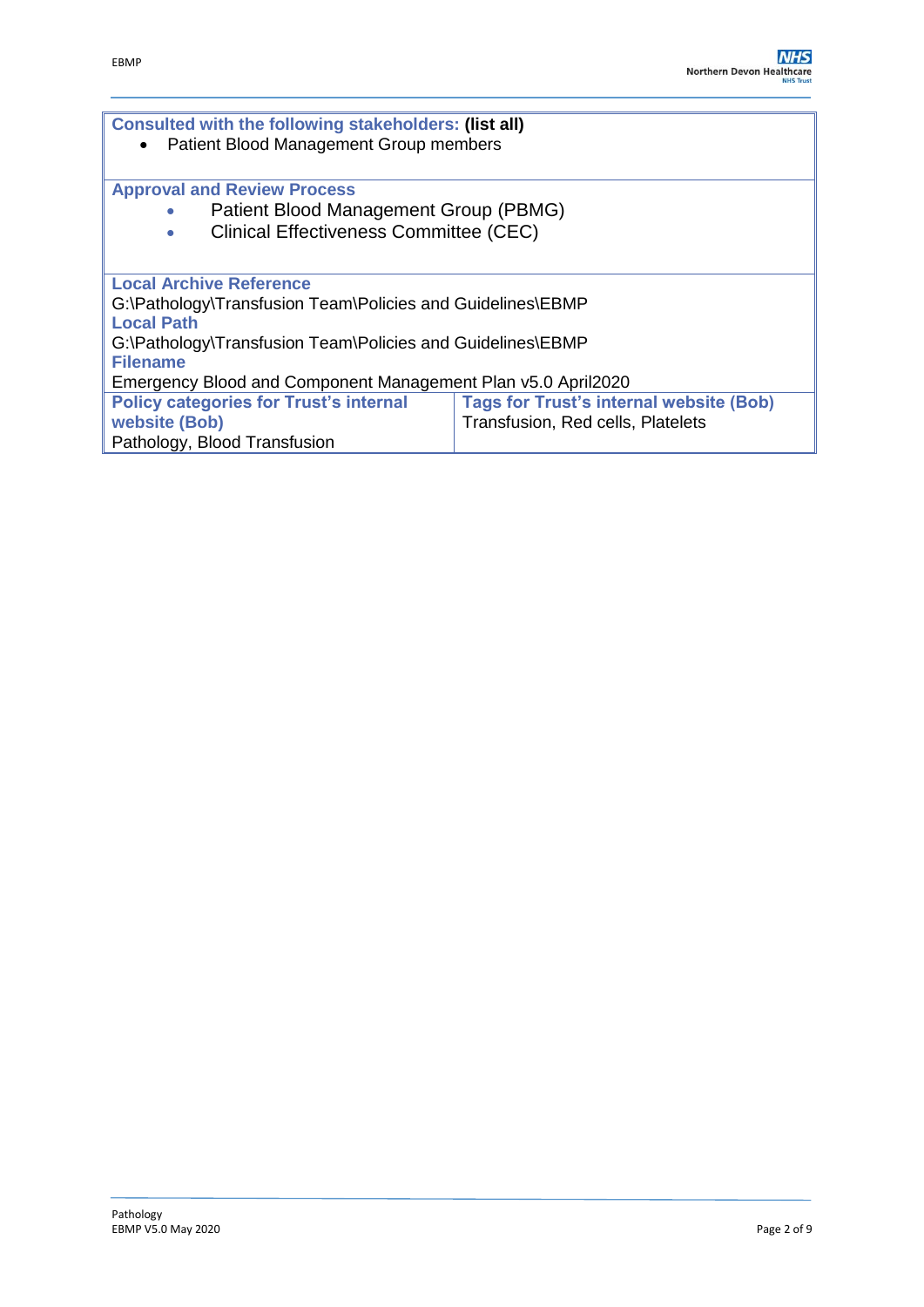**Consulted with the following stakeholders: (list all)**

- Patient Blood Management Group members

**Approval and Review Process**

- Patient Blood Management Group (PBMG)
- Clinical Effectiveness Committee (CEC)

**Local Archive Reference**

G:\Pathology\Transfusion Team\Policies and Guidelines\EBMP

**Local Path**

G:\Pathology\Transfusion Team\Policies and Guidelines\EBMP

**Filename**

Emergency Blood and Component Management Plan v5.0 April2020

| Policy categories for Trust's internal website (Bob) | Tags for Trust's internal website (Bob) |
|---|---|
| Pathology, Blood Transfusion | Transfusion, Red cells, Platelets |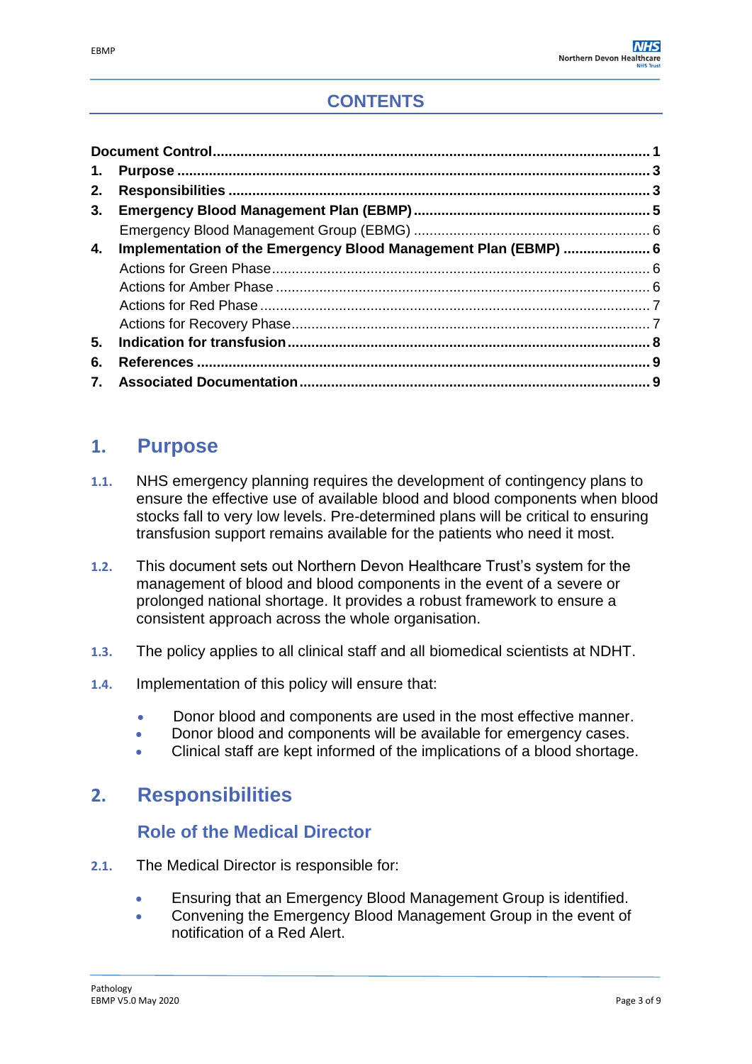# CONTENTS

**Document Control** ........ **1**

1. **Purpose** ........ **3**
2. **Responsibilities** ........ **3**
3. **Emergency Blood Management Plan (EBMP)** ........ **5**
   - Emergency Blood Management Group (EBMG) ........ 6
4. **Implementation of the Emergency Blood Management Plan (EBMP)** ........ **6**
   - Actions for Green Phase ........ 6
   - Actions for Amber Phase ........ 6
   - Actions for Red Phase ........ 7
   - Actions for Recovery Phase ........ 7
5. **Indication for transfusion** ........ **8**
6. **References** ........ **9**
7. **Associated Documentation** ........ **9**

## 1. Purpose

1.1. NHS emergency planning requires the development of contingency plans to ensure the effective use of available blood and blood components when blood stocks fall to very low levels. Pre-determined plans will be critical to ensuring transfusion support remains available for the patients who need it most.

1.2. This document sets out Northern Devon Healthcare Trust's system for the management of blood and blood components in the event of a severe or prolonged national shortage. It provides a robust framework to ensure a consistent approach across the whole organisation.

1.3. The policy applies to all clinical staff and all biomedical scientists at NDHT.

1.4. Implementation of this policy will ensure that:

- Donor blood and components are used in the most effective manner.
- Donor blood and components will be available for emergency cases.
- Clinical staff are kept informed of the implications of a blood shortage.

## 2. Responsibilities

### Role of the Medical Director

2.1. The Medical Director is responsible for:

- Ensuring that an Emergency Blood Management Group is identified.
- Convening the Emergency Blood Management Group in the event of notification of a Red Alert.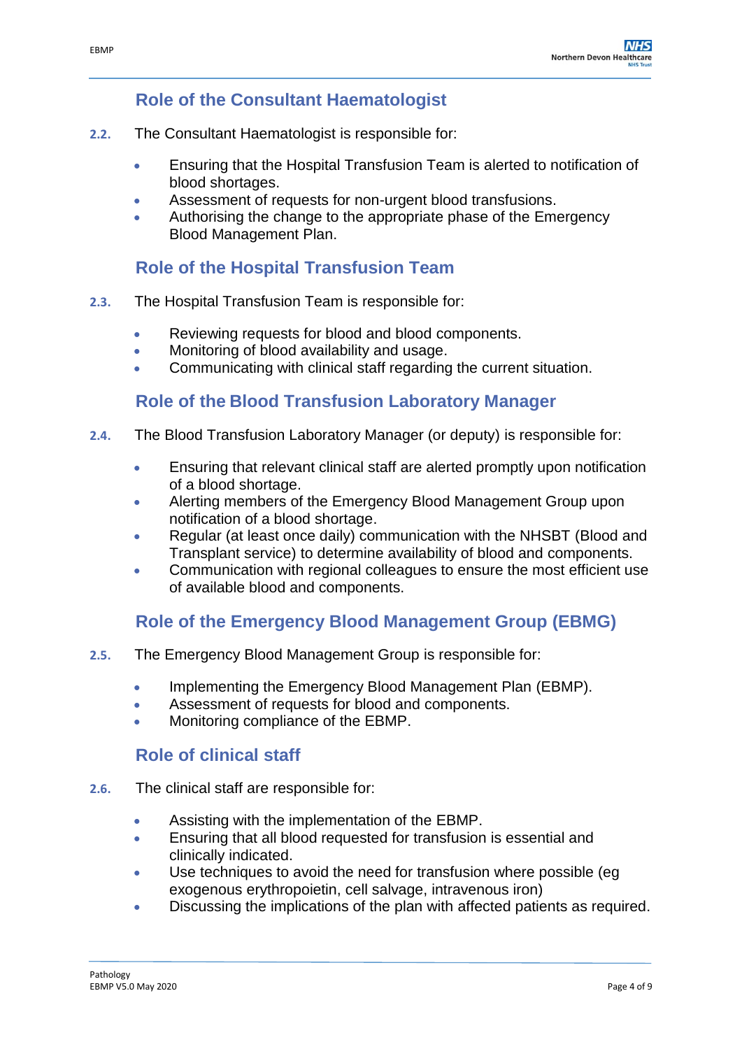## Role of the Consultant Haematologist

**2.2.** The Consultant Haematologist is responsible for:

- Ensuring that the Hospital Transfusion Team is alerted to notification of blood shortages.
- Assessment of requests for non-urgent blood transfusions.
- Authorising the change to the appropriate phase of the Emergency Blood Management Plan.

## Role of the Hospital Transfusion Team

**2.3.** The Hospital Transfusion Team is responsible for:

- Reviewing requests for blood and blood components.
- Monitoring of blood availability and usage.
- Communicating with clinical staff regarding the current situation.

## Role of the Blood Transfusion Laboratory Manager

**2.4.** The Blood Transfusion Laboratory Manager (or deputy) is responsible for:

- Ensuring that relevant clinical staff are alerted promptly upon notification of a blood shortage.
- Alerting members of the Emergency Blood Management Group upon notification of a blood shortage.
- Regular (at least once daily) communication with the NHSBT (Blood and Transplant service) to determine availability of blood and components.
- Communication with regional colleagues to ensure the most efficient use of available blood and components.

## Role of the Emergency Blood Management Group (EBMG)

**2.5.** The Emergency Blood Management Group is responsible for:

- Implementing the Emergency Blood Management Plan (EBMP).
- Assessment of requests for blood and components.
- Monitoring compliance of the EBMP.

## Role of clinical staff

**2.6.** The clinical staff are responsible for:

- Assisting with the implementation of the EBMP.
- Ensuring that all blood requested for transfusion is essential and clinically indicated.
- Use techniques to avoid the need for transfusion where possible (eg exogenous erythropoietin, cell salvage, intravenous iron)
- Discussing the implications of the plan with affected patients as required.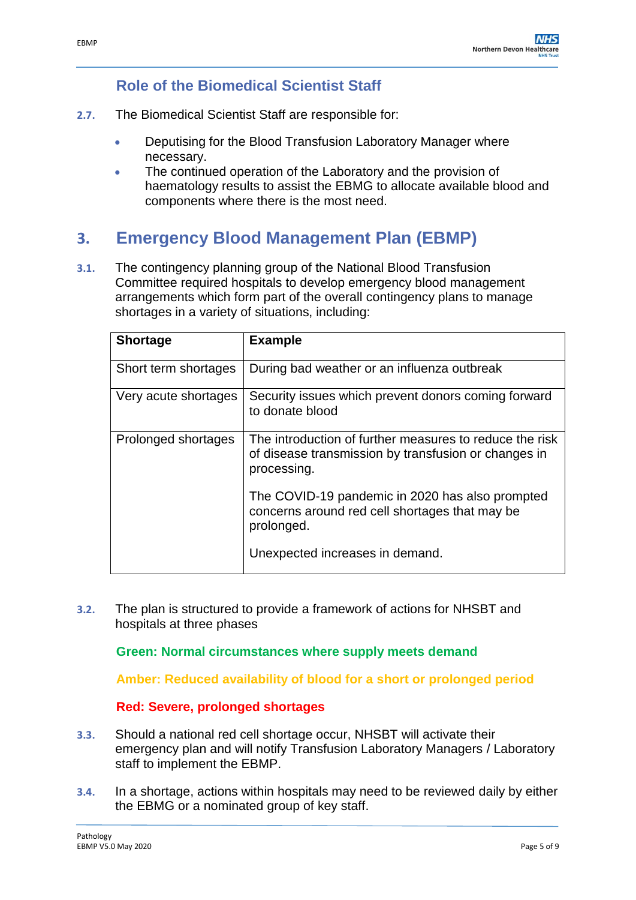### Role of the Biomedical Scientist Staff

**2.7.** The Biomedical Scientist Staff are responsible for:

- Deputising for the Blood Transfusion Laboratory Manager where necessary.
- The continued operation of the Laboratory and the provision of haematology results to assist the EBMG to allocate available blood and components where there is the most need.

## 3. Emergency Blood Management Plan (EBMP)

**3.1.** The contingency planning group of the National Blood Transfusion Committee required hospitals to develop emergency blood management arrangements which form part of the overall contingency plans to manage shortages in a variety of situations, including:

| Shortage | Example |
|---|---|
| Short term shortages | During bad weather or an influenza outbreak |
| Very acute shortages | Security issues which prevent donors coming forward to donate blood |
| Prolonged shortages | The introduction of further measures to reduce the risk of disease transmission by transfusion or changes in processing.<br><br>The COVID-19 pandemic in 2020 has also prompted concerns around red cell shortages that may be prolonged.<br><br>Unexpected increases in demand. |

**3.2.** The plan is structured to provide a framework of actions for NHSBT and hospitals at three phases

**Green: Normal circumstances where supply meets demand**

**Amber: Reduced availability of blood for a short or prolonged period**

**Red: Severe, prolonged shortages**

**3.3.** Should a national red cell shortage occur, NHSBT will activate their emergency plan and will notify Transfusion Laboratory Managers / Laboratory staff to implement the EBMP.

**3.4.** In a shortage, actions within hospitals may need to be reviewed daily by either the EBMG or a nominated group of key staff.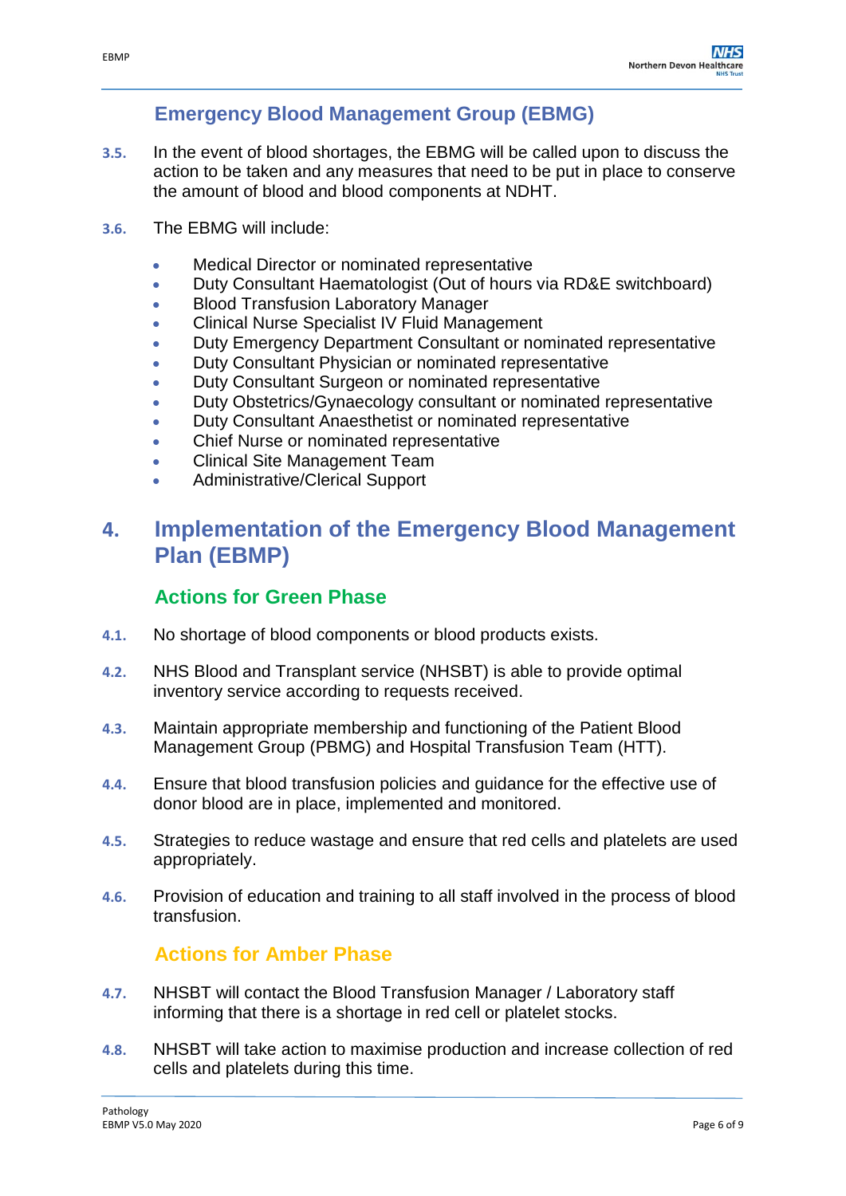### Emergency Blood Management Group (EBMG)

3.5. In the event of blood shortages, the EBMG will be called upon to discuss the action to be taken and any measures that need to be put in place to conserve the amount of blood and blood components at NDHT.

3.6. The EBMG will include:

- Medical Director or nominated representative
- Duty Consultant Haematologist (Out of hours via RD&E switchboard)
- Blood Transfusion Laboratory Manager
- Clinical Nurse Specialist IV Fluid Management
- Duty Emergency Department Consultant or nominated representative
- Duty Consultant Physician or nominated representative
- Duty Consultant Surgeon or nominated representative
- Duty Obstetrics/Gynaecology consultant or nominated representative
- Duty Consultant Anaesthetist or nominated representative
- Chief Nurse or nominated representative
- Clinical Site Management Team
- Administrative/Clerical Support

## 4. Implementation of the Emergency Blood Management Plan (EBMP)

### Actions for Green Phase

4.1. No shortage of blood components or blood products exists.

4.2. NHS Blood and Transplant service (NHSBT) is able to provide optimal inventory service according to requests received.

4.3. Maintain appropriate membership and functioning of the Patient Blood Management Group (PBMG) and Hospital Transfusion Team (HTT).

4.4. Ensure that blood transfusion policies and guidance for the effective use of donor blood are in place, implemented and monitored.

4.5. Strategies to reduce wastage and ensure that red cells and platelets are used appropriately.

4.6. Provision of education and training to all staff involved in the process of blood transfusion.

### Actions for Amber Phase

4.7. NHSBT will contact the Blood Transfusion Manager / Laboratory staff informing that there is a shortage in red cell or platelet stocks.

4.8. NHSBT will take action to maximise production and increase collection of red cells and platelets during this time.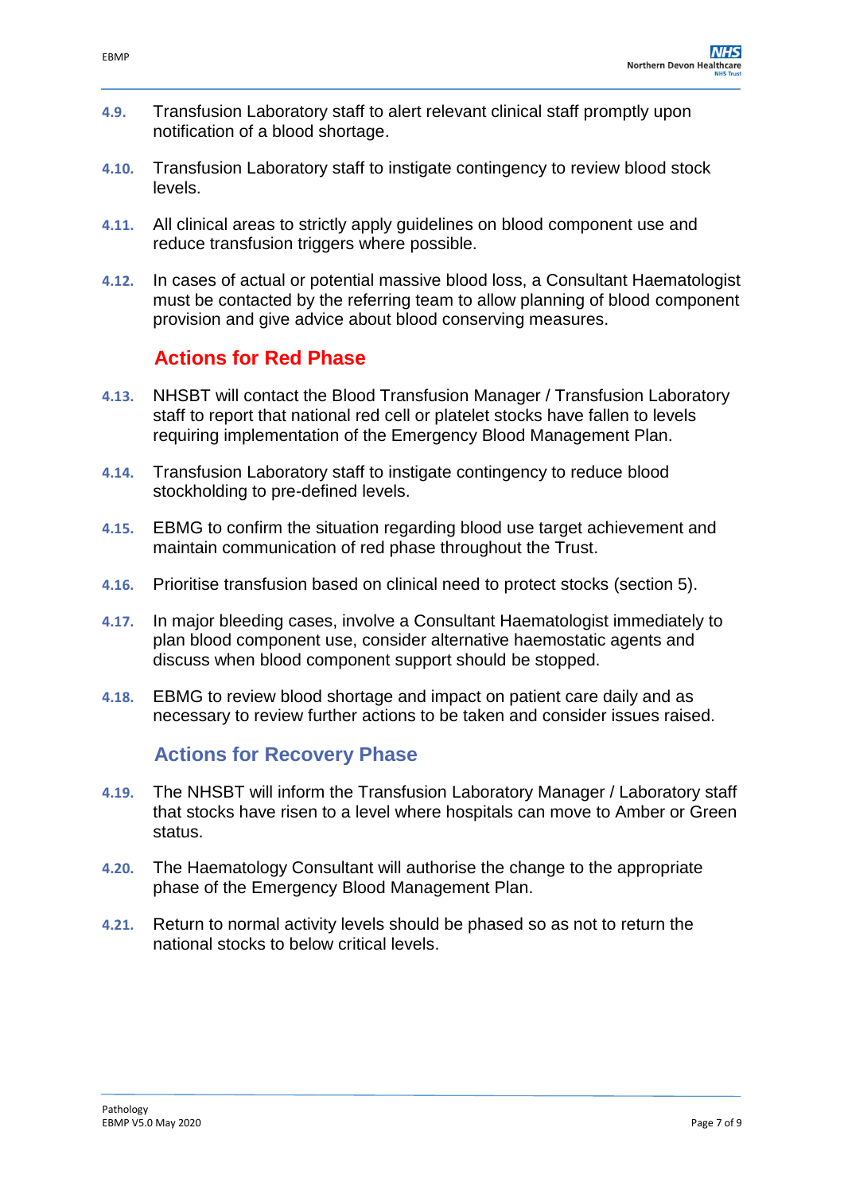**4.9.** Transfusion Laboratory staff to alert relevant clinical staff promptly upon notification of a blood shortage.

**4.10.** Transfusion Laboratory staff to instigate contingency to review blood stock levels.

**4.11.** All clinical areas to strictly apply guidelines on blood component use and reduce transfusion triggers where possible.

**4.12.** In cases of actual or potential massive blood loss, a Consultant Haematologist must be contacted by the referring team to allow planning of blood component provision and give advice about blood conserving measures.

### Actions for Red Phase

**4.13.** NHSBT will contact the Blood Transfusion Manager / Transfusion Laboratory staff to report that national red cell or platelet stocks have fallen to levels requiring implementation of the Emergency Blood Management Plan.

**4.14.** Transfusion Laboratory staff to instigate contingency to reduce blood stockholding to pre-defined levels.

**4.15.** EBMG to confirm the situation regarding blood use target achievement and maintain communication of red phase throughout the Trust.

**4.16.** Prioritise transfusion based on clinical need to protect stocks (section 5).

**4.17.** In major bleeding cases, involve a Consultant Haematologist immediately to plan blood component use, consider alternative haemostatic agents and discuss when blood component support should be stopped.

**4.18.** EBMG to review blood shortage and impact on patient care daily and as necessary to review further actions to be taken and consider issues raised.

### Actions for Recovery Phase

**4.19.** The NHSBT will inform the Transfusion Laboratory Manager / Laboratory staff that stocks have risen to a level where hospitals can move to Amber or Green status.

**4.20.** The Haematology Consultant will authorise the change to the appropriate phase of the Emergency Blood Management Plan.

**4.21.** Return to normal activity levels should be phased so as not to return the national stocks to below critical levels.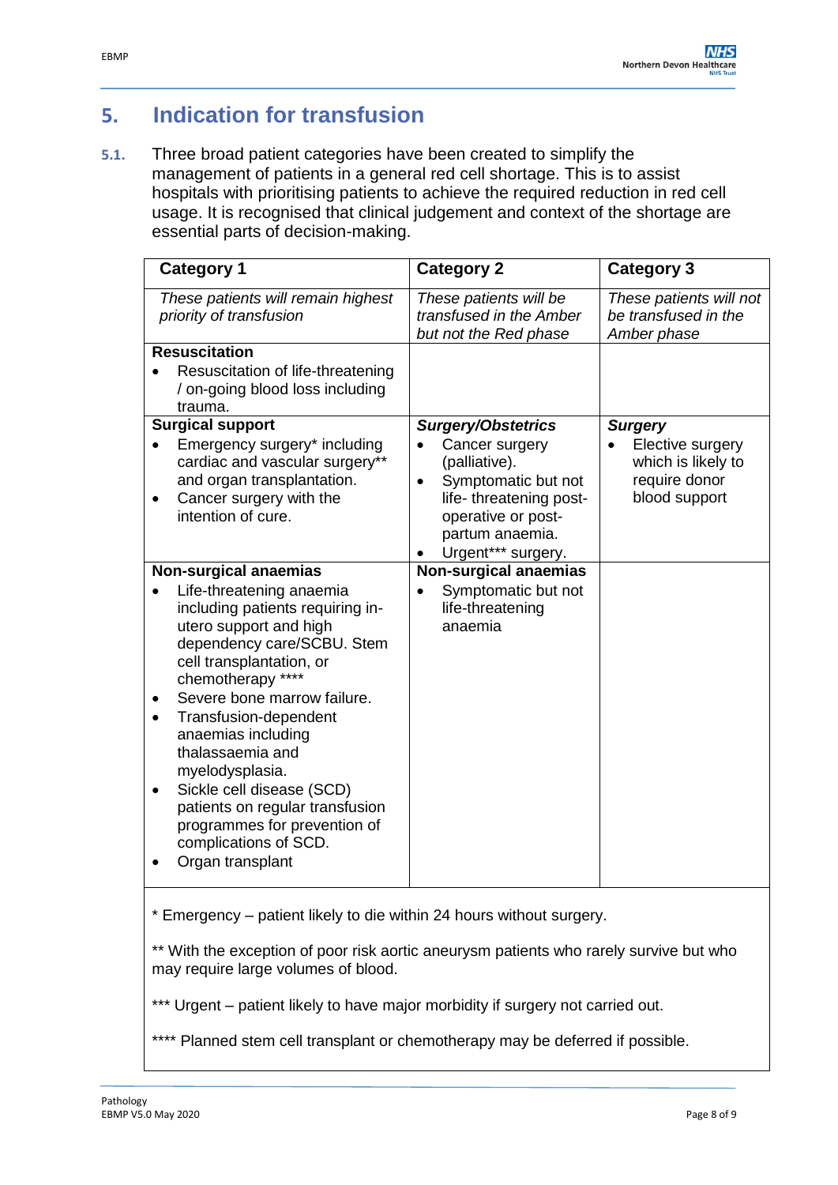## 5. Indication for transfusion

**5.1.** Three broad patient categories have been created to simplify the management of patients in a general red cell shortage. This is to assist hospitals with prioritising patients to achieve the required reduction in red cell usage. It is recognised that clinical judgement and context of the shortage are essential parts of decision-making.

| Category 1 | Category 2 | Category 3 |
|---|---|---|
| *These patients will remain highest priority of transfusion* | *These patients will be transfused in the Amber but not the Red phase* | *These patients will not be transfused in the Amber phase* |
| **Resuscitation**<br>• Resuscitation of life-threatening / on-going blood loss including trauma. | | |
| **Surgical support**<br>• Emergency surgery* including cardiac and vascular surgery** and organ transplantation.<br>• Cancer surgery with the intention of cure. | ***Surgery/Obstetrics***<br>• Cancer surgery (palliative).<br>• Symptomatic but not life- threatening post-operative or post-partum anaemia.<br>• Urgent*** surgery. | ***Surgery***<br>• Elective surgery which is likely to require donor blood support |
| **Non-surgical anaemias**<br>• Life-threatening anaemia including patients requiring in-utero support and high dependency care/SCBU. Stem cell transplantation, or chemotherapy ****<br>• Severe bone marrow failure.<br>• Transfusion-dependent anaemias including thalassaemia and myelodysplasia.<br>• Sickle cell disease (SCD) patients on regular transfusion programmes for prevention of complications of SCD.<br>• Organ transplant | **Non-surgical anaemias**<br>• Symptomatic but not life-threatening anaemia | |

\* Emergency – patient likely to die within 24 hours without surgery.

** With the exception of poor risk aortic aneurysm patients who rarely survive but who may require large volumes of blood.

*** Urgent – patient likely to have major morbidity if surgery not carried out.

**** Planned stem cell transplant or chemotherapy may be deferred if possible.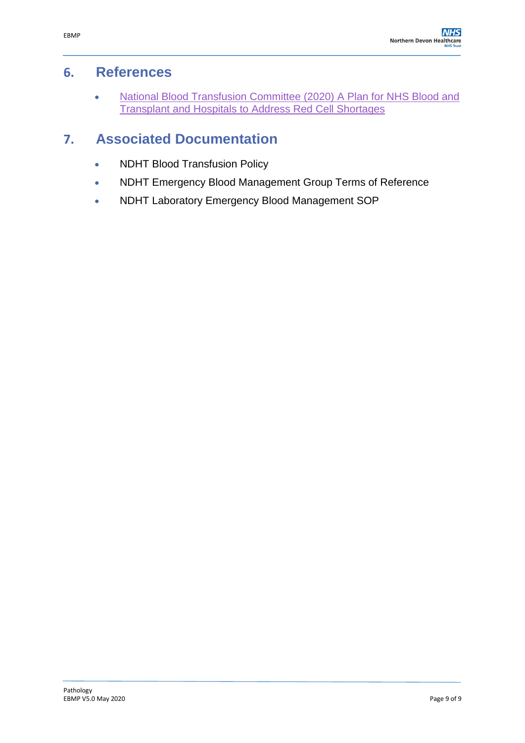## 6. References

- National Blood Transfusion Committee (2020) A Plan for NHS Blood and Transplant and Hospitals to Address Red Cell Shortages

## 7. Associated Documentation

- NDHT Blood Transfusion Policy
- NDHT Emergency Blood Management Group Terms of Reference
- NDHT Laboratory Emergency Blood Management SOP